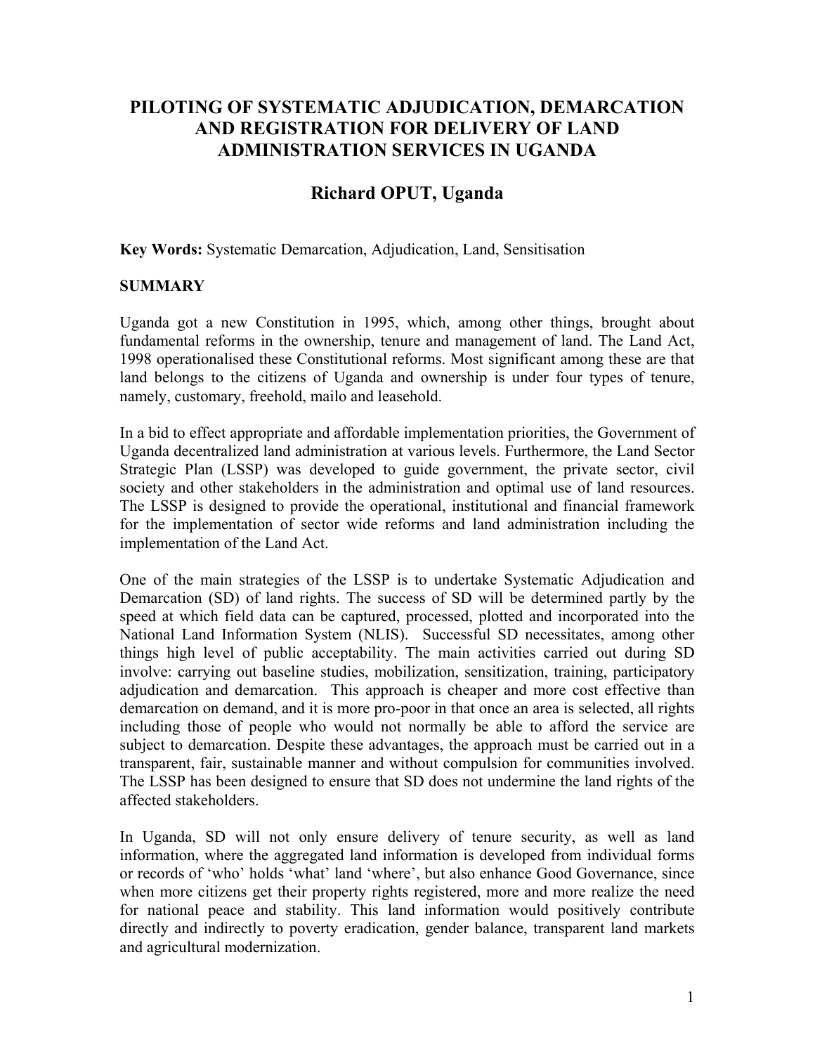# PILOTING OF SYSTEMATIC ADJUDICATION, DEMARCATION AND REGISTRATION FOR DELIVERY OF LAND ADMINISTRATION SERVICES IN UGANDA

## Richard OPUT, Uganda

**Key Words:** Systematic Demarcation, Adjudication, Land, Sensitisation

**SUMMARY**

Uganda got a new Constitution in 1995, which, among other things, brought about fundamental reforms in the ownership, tenure and management of land. The Land Act, 1998 operationalised these Constitutional reforms. Most significant among these are that land belongs to the citizens of Uganda and ownership is under four types of tenure, namely, customary, freehold, mailo and leasehold.

In a bid to effect appropriate and affordable implementation priorities, the Government of Uganda decentralized land administration at various levels. Furthermore, the Land Sector Strategic Plan (LSSP) was developed to guide government, the private sector, civil society and other stakeholders in the administration and optimal use of land resources. The LSSP is designed to provide the operational, institutional and financial framework for the implementation of sector wide reforms and land administration including the implementation of the Land Act.

One of the main strategies of the LSSP is to undertake Systematic Adjudication and Demarcation (SD) of land rights. The success of SD will be determined partly by the speed at which field data can be captured, processed, plotted and incorporated into the National Land Information System (NLIS). Successful SD necessitates, among other things high level of public acceptability. The main activities carried out during SD involve: carrying out baseline studies, mobilization, sensitization, training, participatory adjudication and demarcation. This approach is cheaper and more cost effective than demarcation on demand, and it is more pro-poor in that once an area is selected, all rights including those of people who would not normally be able to afford the service are subject to demarcation. Despite these advantages, the approach must be carried out in a transparent, fair, sustainable manner and without compulsion for communities involved. The LSSP has been designed to ensure that SD does not undermine the land rights of the affected stakeholders.

In Uganda, SD will not only ensure delivery of tenure security, as well as land information, where the aggregated land information is developed from individual forms or records of 'who' holds 'what' land 'where', but also enhance Good Governance, since when more citizens get their property rights registered, more and more realize the need for national peace and stability. This land information would positively contribute directly and indirectly to poverty eradication, gender balance, transparent land markets and agricultural modernization.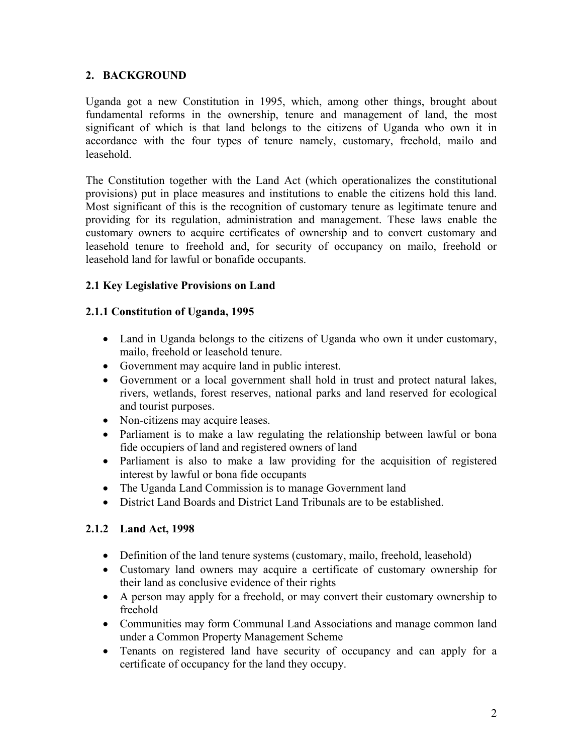## 2. BACKGROUND

Uganda got a new Constitution in 1995, which, among other things, brought about fundamental reforms in the ownership, tenure and management of land, the most significant of which is that land belongs to the citizens of Uganda who own it in accordance with the four types of tenure namely, customary, freehold, mailo and leasehold.

The Constitution together with the Land Act (which operationalizes the constitutional provisions) put in place measures and institutions to enable the citizens hold this land. Most significant of this is the recognition of customary tenure as legitimate tenure and providing for its regulation, administration and management. These laws enable the customary owners to acquire certificates of ownership and to convert customary and leasehold tenure to freehold and, for security of occupancy on mailo, freehold or leasehold land for lawful or bonafide occupants.

### 2.1 Key Legislative Provisions on Land

#### 2.1.1 Constitution of Uganda, 1995

- Land in Uganda belongs to the citizens of Uganda who own it under customary, mailo, freehold or leasehold tenure.
- Government may acquire land in public interest.
- Government or a local government shall hold in trust and protect natural lakes, rivers, wetlands, forest reserves, national parks and land reserved for ecological and tourist purposes.
- Non-citizens may acquire leases.
- Parliament is to make a law regulating the relationship between lawful or bona fide occupiers of land and registered owners of land
- Parliament is also to make a law providing for the acquisition of registered interest by lawful or bona fide occupants
- The Uganda Land Commission is to manage Government land
- District Land Boards and District Land Tribunals are to be established.

#### 2.1.2 Land Act, 1998

- Definition of the land tenure systems (customary, mailo, freehold, leasehold)
- Customary land owners may acquire a certificate of customary ownership for their land as conclusive evidence of their rights
- A person may apply for a freehold, or may convert their customary ownership to freehold
- Communities may form Communal Land Associations and manage common land under a Common Property Management Scheme
- Tenants on registered land have security of occupancy and can apply for a certificate of occupancy for the land they occupy.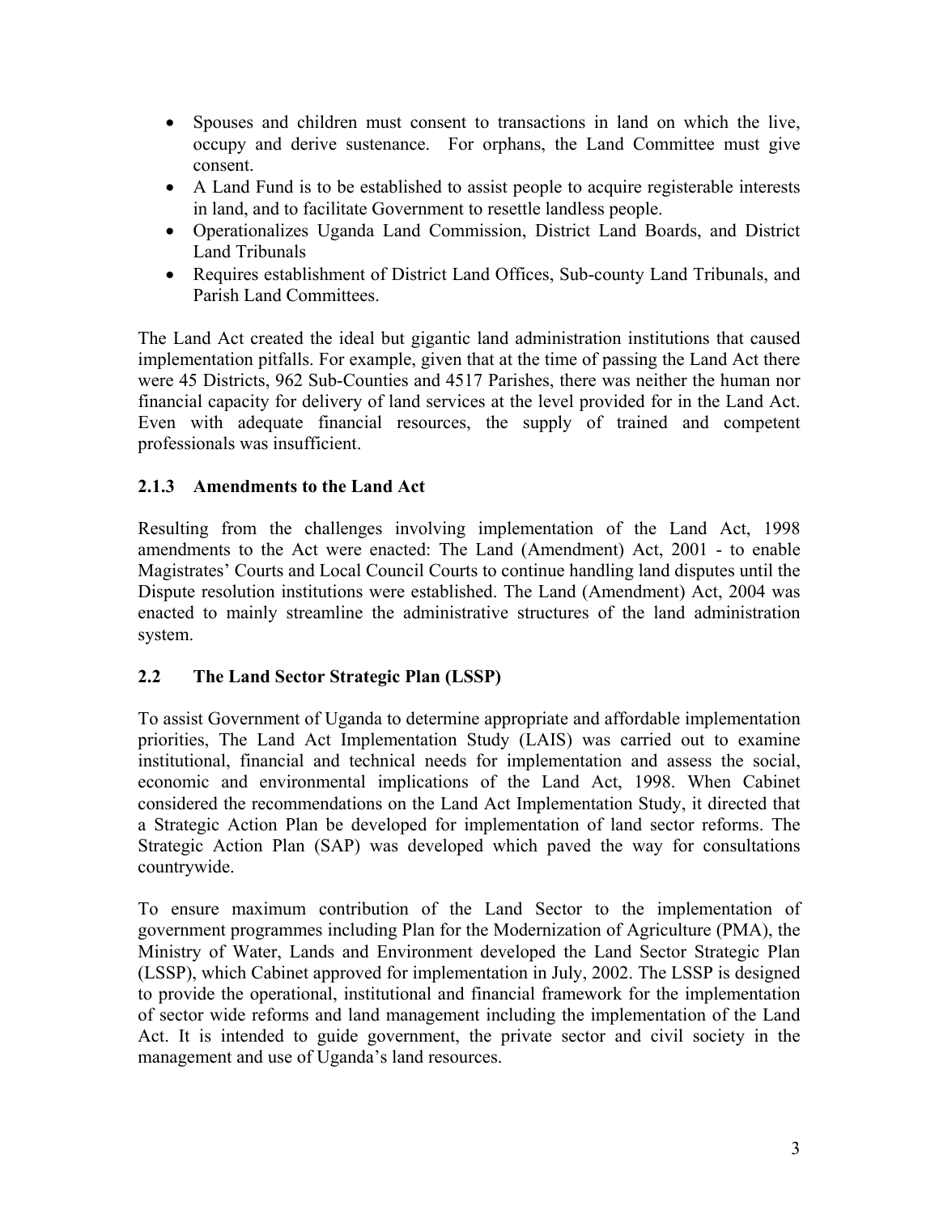- Spouses and children must consent to transactions in land on which the live, occupy and derive sustenance. For orphans, the Land Committee must give consent.
- A Land Fund is to be established to assist people to acquire registerable interests in land, and to facilitate Government to resettle landless people.
- Operationalizes Uganda Land Commission, District Land Boards, and District Land Tribunals
- Requires establishment of District Land Offices, Sub-county Land Tribunals, and Parish Land Committees.

The Land Act created the ideal but gigantic land administration institutions that caused implementation pitfalls. For example, given that at the time of passing the Land Act there were 45 Districts, 962 Sub-Counties and 4517 Parishes, there was neither the human nor financial capacity for delivery of land services at the level provided for in the Land Act. Even with adequate financial resources, the supply of trained and competent professionals was insufficient.

### 2.1.3 Amendments to the Land Act

Resulting from the challenges involving implementation of the Land Act, 1998 amendments to the Act were enacted: The Land (Amendment) Act, 2001 - to enable Magistrates' Courts and Local Council Courts to continue handling land disputes until the Dispute resolution institutions were established. The Land (Amendment) Act, 2004 was enacted to mainly streamline the administrative structures of the land administration system.

## 2.2 The Land Sector Strategic Plan (LSSP)

To assist Government of Uganda to determine appropriate and affordable implementation priorities, The Land Act Implementation Study (LAIS) was carried out to examine institutional, financial and technical needs for implementation and assess the social, economic and environmental implications of the Land Act, 1998. When Cabinet considered the recommendations on the Land Act Implementation Study, it directed that a Strategic Action Plan be developed for implementation of land sector reforms. The Strategic Action Plan (SAP) was developed which paved the way for consultations countrywide.

To ensure maximum contribution of the Land Sector to the implementation of government programmes including Plan for the Modernization of Agriculture (PMA), the Ministry of Water, Lands and Environment developed the Land Sector Strategic Plan (LSSP), which Cabinet approved for implementation in July, 2002. The LSSP is designed to provide the operational, institutional and financial framework for the implementation of sector wide reforms and land management including the implementation of the Land Act. It is intended to guide government, the private sector and civil society in the management and use of Uganda's land resources.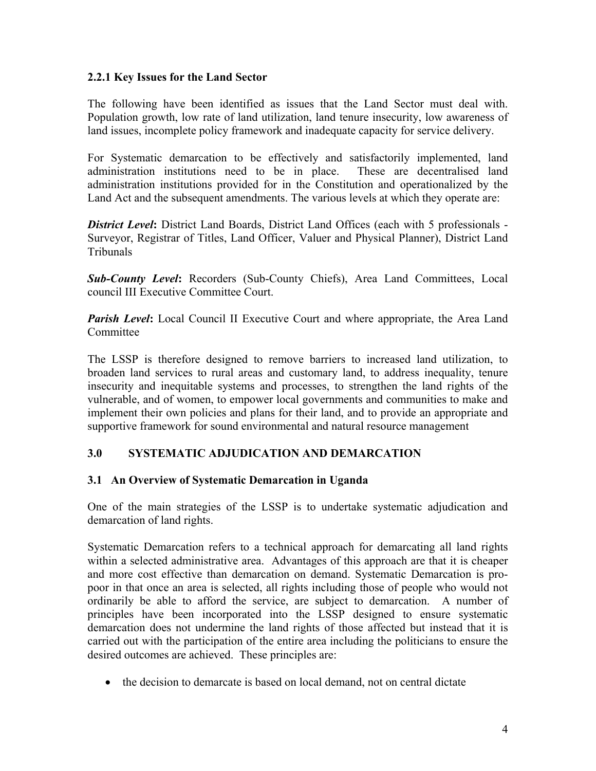### 2.2.1 Key Issues for the Land Sector

The following have been identified as issues that the Land Sector must deal with. Population growth, low rate of land utilization, land tenure insecurity, low awareness of land issues, incomplete policy framework and inadequate capacity for service delivery.

For Systematic demarcation to be effectively and satisfactorily implemented, land administration institutions need to be in place. These are decentralised land administration institutions provided for in the Constitution and operationalized by the Land Act and the subsequent amendments. The various levels at which they operate are:

***District Level*:** District Land Boards, District Land Offices (each with 5 professionals - Surveyor, Registrar of Titles, Land Officer, Valuer and Physical Planner), District Land Tribunals

***Sub-County Level*:** Recorders (Sub-County Chiefs), Area Land Committees, Local council III Executive Committee Court.

***Parish Level*:** Local Council II Executive Court and where appropriate, the Area Land Committee

The LSSP is therefore designed to remove barriers to increased land utilization, to broaden land services to rural areas and customary land, to address inequality, tenure insecurity and inequitable systems and processes, to strengthen the land rights of the vulnerable, and of women, to empower local governments and communities to make and implement their own policies and plans for their land, and to provide an appropriate and supportive framework for sound environmental and natural resource management

## 3.0 SYSTEMATIC ADJUDICATION AND DEMARCATION

### 3.1 An Overview of Systematic Demarcation in Uganda

One of the main strategies of the LSSP is to undertake systematic adjudication and demarcation of land rights.

Systematic Demarcation refers to a technical approach for demarcating all land rights within a selected administrative area. Advantages of this approach are that it is cheaper and more cost effective than demarcation on demand. Systematic Demarcation is pro-poor in that once an area is selected, all rights including those of people who would not ordinarily be able to afford the service, are subject to demarcation. A number of principles have been incorporated into the LSSP designed to ensure systematic demarcation does not undermine the land rights of those affected but instead that it is carried out with the participation of the entire area including the politicians to ensure the desired outcomes are achieved. These principles are:

- the decision to demarcate is based on local demand, not on central dictate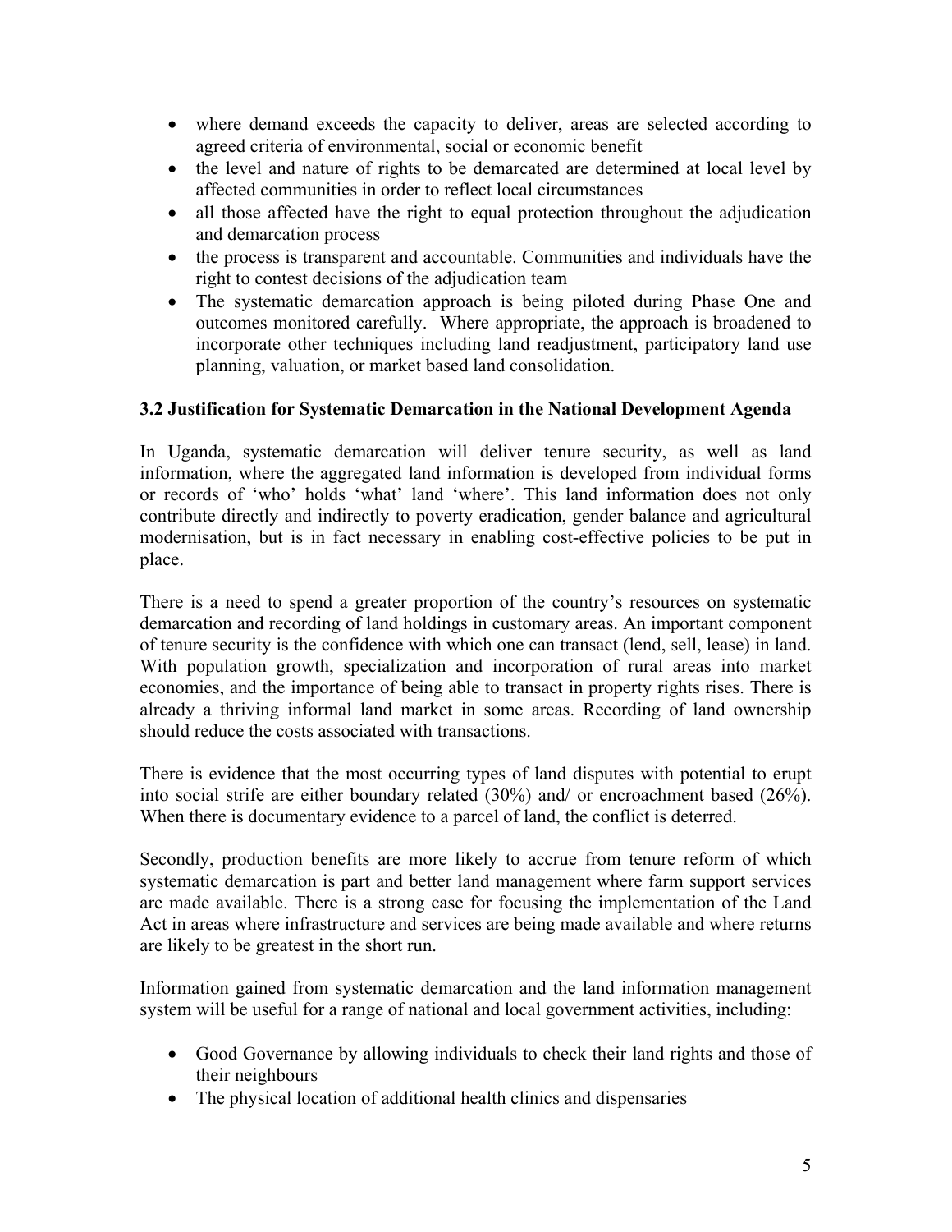- where demand exceeds the capacity to deliver, areas are selected according to agreed criteria of environmental, social or economic benefit
- the level and nature of rights to be demarcated are determined at local level by affected communities in order to reflect local circumstances
- all those affected have the right to equal protection throughout the adjudication and demarcation process
- the process is transparent and accountable. Communities and individuals have the right to contest decisions of the adjudication team
- The systematic demarcation approach is being piloted during Phase One and outcomes monitored carefully. Where appropriate, the approach is broadened to incorporate other techniques including land readjustment, participatory land use planning, valuation, or market based land consolidation.

### 3.2 Justification for Systematic Demarcation in the National Development Agenda

In Uganda, systematic demarcation will deliver tenure security, as well as land information, where the aggregated land information is developed from individual forms or records of 'who' holds 'what' land 'where'. This land information does not only contribute directly and indirectly to poverty eradication, gender balance and agricultural modernisation, but is in fact necessary in enabling cost-effective policies to be put in place.

There is a need to spend a greater proportion of the country's resources on systematic demarcation and recording of land holdings in customary areas. An important component of tenure security is the confidence with which one can transact (lend, sell, lease) in land. With population growth, specialization and incorporation of rural areas into market economies, and the importance of being able to transact in property rights rises. There is already a thriving informal land market in some areas. Recording of land ownership should reduce the costs associated with transactions.

There is evidence that the most occurring types of land disputes with potential to erupt into social strife are either boundary related (30%) and/ or encroachment based (26%). When there is documentary evidence to a parcel of land, the conflict is deterred.

Secondly, production benefits are more likely to accrue from tenure reform of which systematic demarcation is part and better land management where farm support services are made available. There is a strong case for focusing the implementation of the Land Act in areas where infrastructure and services are being made available and where returns are likely to be greatest in the short run.

Information gained from systematic demarcation and the land information management system will be useful for a range of national and local government activities, including:

- Good Governance by allowing individuals to check their land rights and those of their neighbours
- The physical location of additional health clinics and dispensaries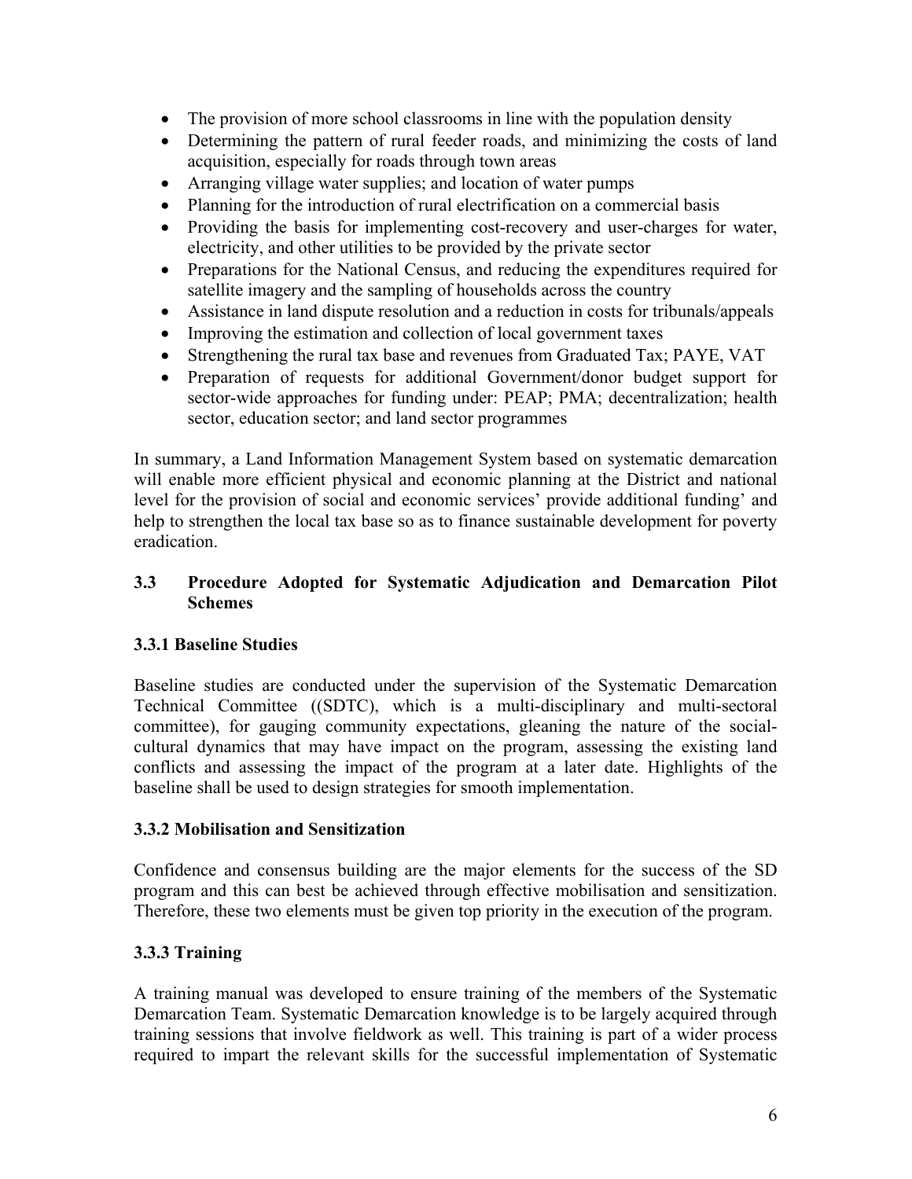- The provision of more school classrooms in line with the population density
- Determining the pattern of rural feeder roads, and minimizing the costs of land acquisition, especially for roads through town areas
- Arranging village water supplies; and location of water pumps
- Planning for the introduction of rural electrification on a commercial basis
- Providing the basis for implementing cost-recovery and user-charges for water, electricity, and other utilities to be provided by the private sector
- Preparations for the National Census, and reducing the expenditures required for satellite imagery and the sampling of households across the country
- Assistance in land dispute resolution and a reduction in costs for tribunals/appeals
- Improving the estimation and collection of local government taxes
- Strengthening the rural tax base and revenues from Graduated Tax; PAYE, VAT
- Preparation of requests for additional Government/donor budget support for sector-wide approaches for funding under: PEAP; PMA; decentralization; health sector, education sector; and land sector programmes

In summary, a Land Information Management System based on systematic demarcation will enable more efficient physical and economic planning at the District and national level for the provision of social and economic services' provide additional funding' and help to strengthen the local tax base so as to finance sustainable development for poverty eradication.

## 3.3 Procedure Adopted for Systematic Adjudication and Demarcation Pilot Schemes

### 3.3.1 Baseline Studies

Baseline studies are conducted under the supervision of the Systematic Demarcation Technical Committee ((SDTC), which is a multi-disciplinary and multi-sectoral committee), for gauging community expectations, gleaning the nature of the social-cultural dynamics that may have impact on the program, assessing the existing land conflicts and assessing the impact of the program at a later date. Highlights of the baseline shall be used to design strategies for smooth implementation.

### 3.3.2 Mobilisation and Sensitization

Confidence and consensus building are the major elements for the success of the SD program and this can best be achieved through effective mobilisation and sensitization. Therefore, these two elements must be given top priority in the execution of the program.

### 3.3.3 Training

A training manual was developed to ensure training of the members of the Systematic Demarcation Team. Systematic Demarcation knowledge is to be largely acquired through training sessions that involve fieldwork as well. This training is part of a wider process required to impart the relevant skills for the successful implementation of Systematic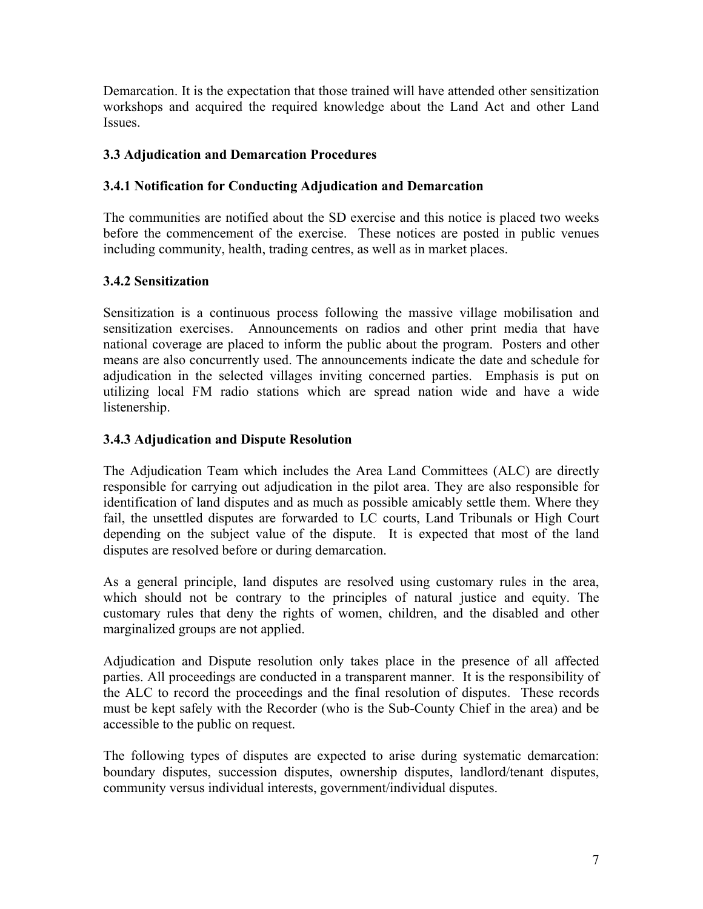Demarcation. It is the expectation that those trained will have attended other sensitization workshops and acquired the required knowledge about the Land Act and other Land Issues.

### 3.3 Adjudication and Demarcation Procedures

#### 3.4.1 Notification for Conducting Adjudication and Demarcation

The communities are notified about the SD exercise and this notice is placed two weeks before the commencement of the exercise. These notices are posted in public venues including community, health, trading centres, as well as in market places.

#### 3.4.2 Sensitization

Sensitization is a continuous process following the massive village mobilisation and sensitization exercises. Announcements on radios and other print media that have national coverage are placed to inform the public about the program. Posters and other means are also concurrently used. The announcements indicate the date and schedule for adjudication in the selected villages inviting concerned parties. Emphasis is put on utilizing local FM radio stations which are spread nation wide and have a wide listenership.

#### 3.4.3 Adjudication and Dispute Resolution

The Adjudication Team which includes the Area Land Committees (ALC) are directly responsible for carrying out adjudication in the pilot area. They are also responsible for identification of land disputes and as much as possible amicably settle them. Where they fail, the unsettled disputes are forwarded to LC courts, Land Tribunals or High Court depending on the subject value of the dispute. It is expected that most of the land disputes are resolved before or during demarcation.

As a general principle, land disputes are resolved using customary rules in the area, which should not be contrary to the principles of natural justice and equity. The customary rules that deny the rights of women, children, and the disabled and other marginalized groups are not applied.

Adjudication and Dispute resolution only takes place in the presence of all affected parties. All proceedings are conducted in a transparent manner. It is the responsibility of the ALC to record the proceedings and the final resolution of disputes. These records must be kept safely with the Recorder (who is the Sub-County Chief in the area) and be accessible to the public on request.

The following types of disputes are expected to arise during systematic demarcation: boundary disputes, succession disputes, ownership disputes, landlord/tenant disputes, community versus individual interests, government/individual disputes.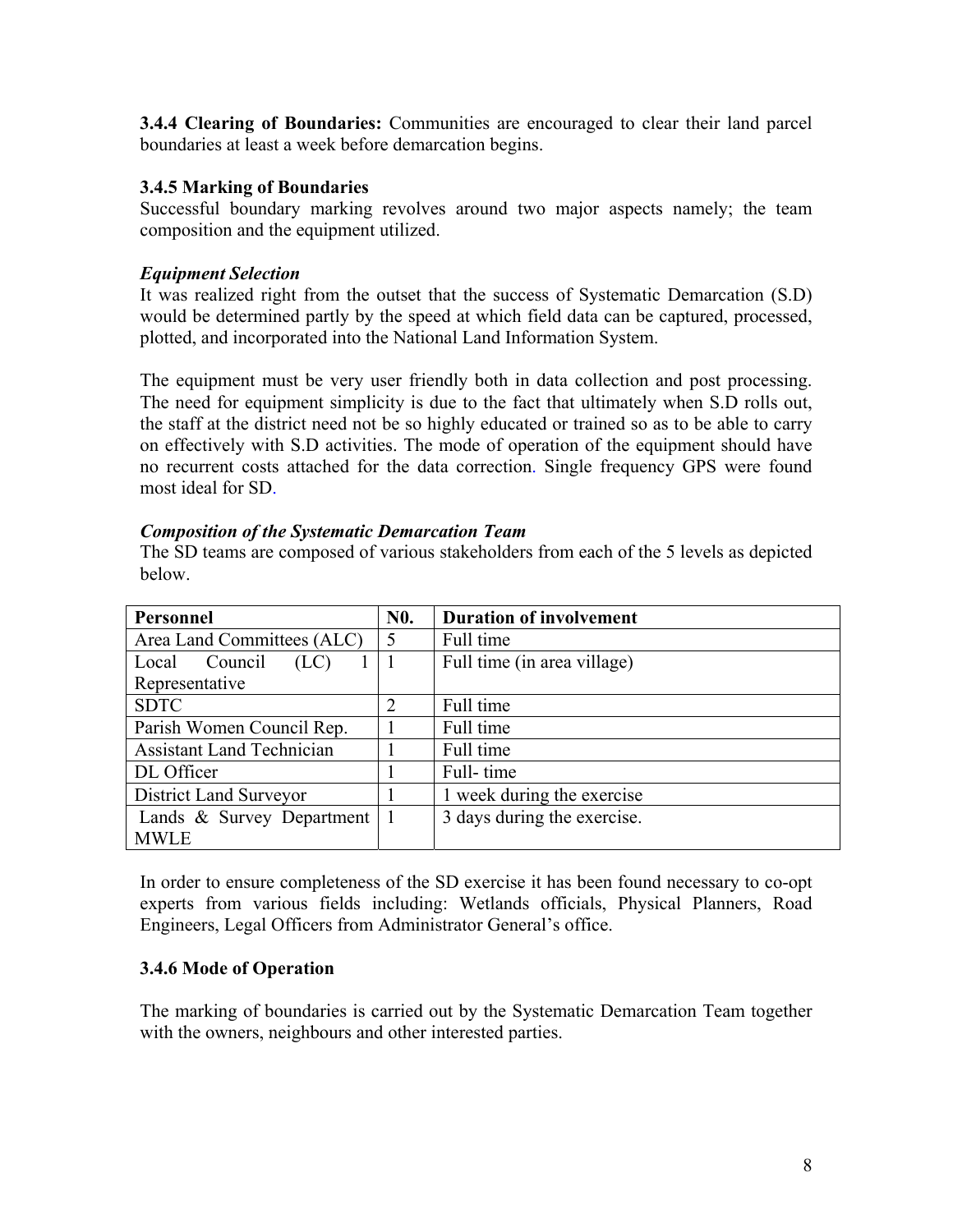**3.4.4 Clearing of Boundaries:** Communities are encouraged to clear their land parcel boundaries at least a week before demarcation begins.

**3.4.5 Marking of Boundaries**

Successful boundary marking revolves around two major aspects namely; the team composition and the equipment utilized.

***Equipment Selection***

It was realized right from the outset that the success of Systematic Demarcation (S.D) would be determined partly by the speed at which field data can be captured, processed, plotted, and incorporated into the National Land Information System.

The equipment must be very user friendly both in data collection and post processing. The need for equipment simplicity is due to the fact that ultimately when S.D rolls out, the staff at the district need not be so highly educated or trained so as to be able to carry on effectively with S.D activities. The mode of operation of the equipment should have no recurrent costs attached for the data correction. Single frequency GPS were found most ideal for SD.

***Composition of the Systematic Demarcation Team***

The SD teams are composed of various stakeholders from each of the 5 levels as depicted below.

| Personnel | N0. | Duration of involvement |
|---|---|---|
| Area Land Committees (ALC) | 5 | Full time |
| Local Council (LC) 1 Representative | 1 | Full time (in area village) |
| SDTC | 2 | Full time |
| Parish Women Council Rep. | 1 | Full time |
| Assistant Land Technician | 1 | Full time |
| DL Officer | 1 | Full- time |
| District Land Surveyor | 1 | 1 week during the exercise |
| Lands & Survey Department MWLE | 1 | 3 days during the exercise. |

In order to ensure completeness of the SD exercise it has been found necessary to co-opt experts from various fields including: Wetlands officials, Physical Planners, Road Engineers, Legal Officers from Administrator General's office.

**3.4.6 Mode of Operation**

The marking of boundaries is carried out by the Systematic Demarcation Team together with the owners, neighbours and other interested parties.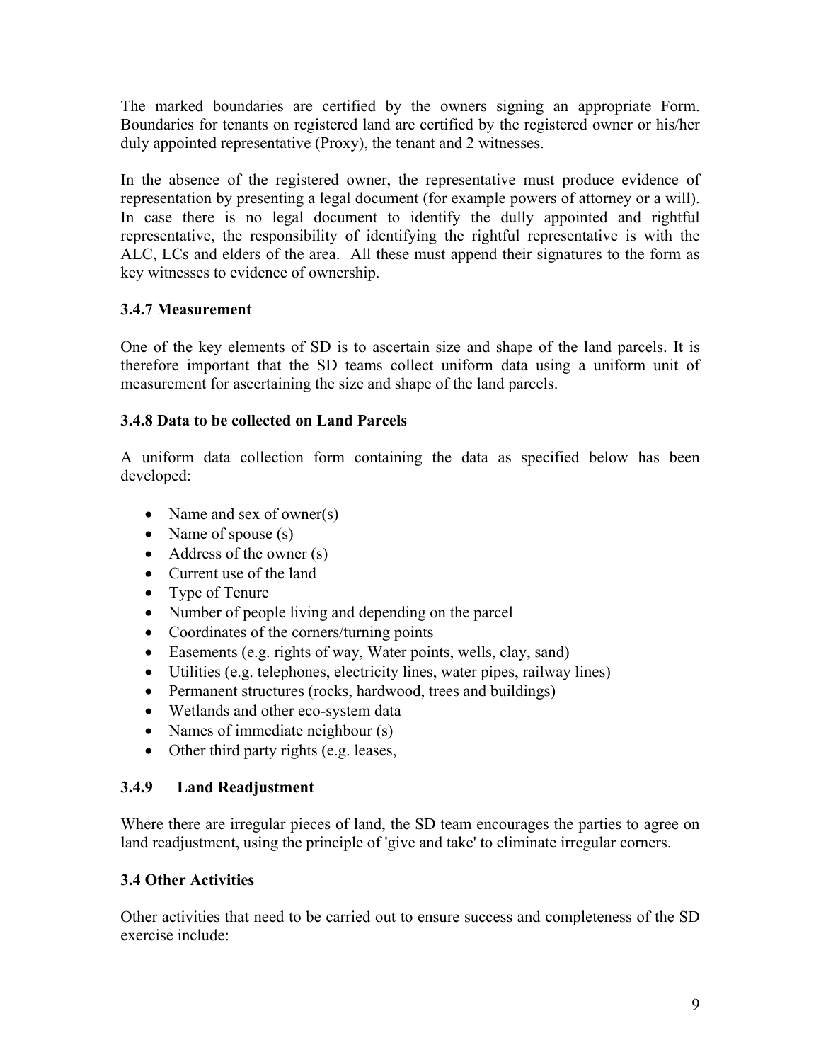The marked boundaries are certified by the owners signing an appropriate Form. Boundaries for tenants on registered land are certified by the registered owner or his/her duly appointed representative (Proxy), the tenant and 2 witnesses.

In the absence of the registered owner, the representative must produce evidence of representation by presenting a legal document (for example powers of attorney or a will). In case there is no legal document to identify the dully appointed and rightful representative, the responsibility of identifying the rightful representative is with the ALC, LCs and elders of the area. All these must append their signatures to the form as key witnesses to evidence of ownership.

### 3.4.7 Measurement

One of the key elements of SD is to ascertain size and shape of the land parcels. It is therefore important that the SD teams collect uniform data using a uniform unit of measurement for ascertaining the size and shape of the land parcels.

### 3.4.8 Data to be collected on Land Parcels

A uniform data collection form containing the data as specified below has been developed:

- Name and sex of owner(s)
- Name of spouse (s)
- Address of the owner (s)
- Current use of the land
- Type of Tenure
- Number of people living and depending on the parcel
- Coordinates of the corners/turning points
- Easements (e.g. rights of way, Water points, wells, clay, sand)
- Utilities (e.g. telephones, electricity lines, water pipes, railway lines)
- Permanent structures (rocks, hardwood, trees and buildings)
- Wetlands and other eco-system data
- Names of immediate neighbour (s)
- Other third party rights (e.g. leases,

### 3.4.9 Land Readjustment

Where there are irregular pieces of land, the SD team encourages the parties to agree on land readjustment, using the principle of 'give and take' to eliminate irregular corners.

### 3.4 Other Activities

Other activities that need to be carried out to ensure success and completeness of the SD exercise include: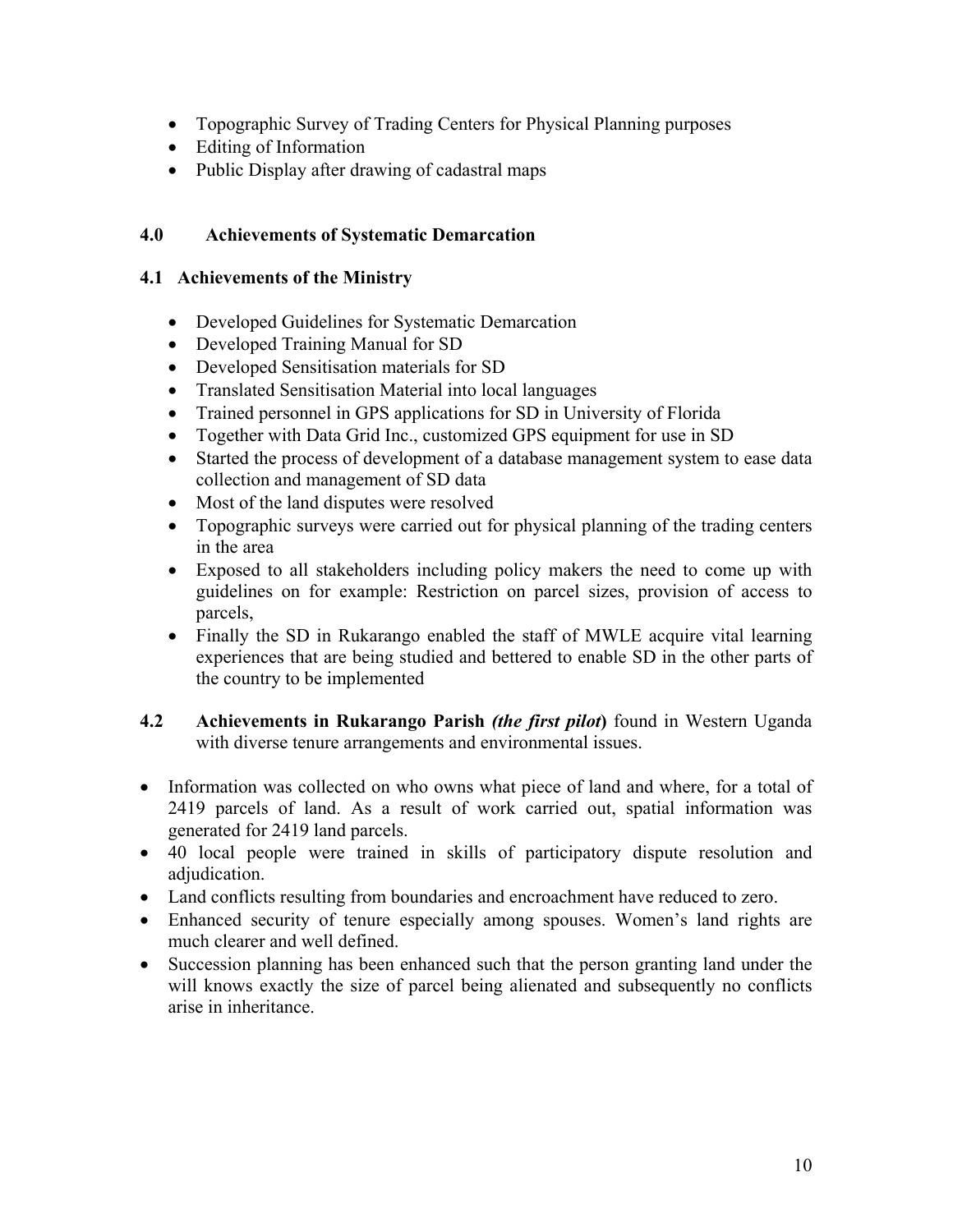- Topographic Survey of Trading Centers for Physical Planning purposes
- Editing of Information
- Public Display after drawing of cadastral maps

## 4.0 Achievements of Systematic Demarcation

### 4.1 Achievements of the Ministry

- Developed Guidelines for Systematic Demarcation
- Developed Training Manual for SD
- Developed Sensitisation materials for SD
- Translated Sensitisation Material into local languages
- Trained personnel in GPS applications for SD in University of Florida
- Together with Data Grid Inc., customized GPS equipment for use in SD
- Started the process of development of a database management system to ease data collection and management of SD data
- Most of the land disputes were resolved
- Topographic surveys were carried out for physical planning of the trading centers in the area
- Exposed to all stakeholders including policy makers the need to come up with guidelines on for example: Restriction on parcel sizes, provision of access to parcels,
- Finally the SD in Rukarango enabled the staff of MWLE acquire vital learning experiences that are being studied and bettered to enable SD in the other parts of the country to be implemented

### 4.2 Achievements in Rukarango Parish *(the first pilot)* found in Western Uganda with diverse tenure arrangements and environmental issues.

- Information was collected on who owns what piece of land and where, for a total of 2419 parcels of land. As a result of work carried out, spatial information was generated for 2419 land parcels.
- 40 local people were trained in skills of participatory dispute resolution and adjudication.
- Land conflicts resulting from boundaries and encroachment have reduced to zero.
- Enhanced security of tenure especially among spouses. Women's land rights are much clearer and well defined.
- Succession planning has been enhanced such that the person granting land under the will knows exactly the size of parcel being alienated and subsequently no conflicts arise in inheritance.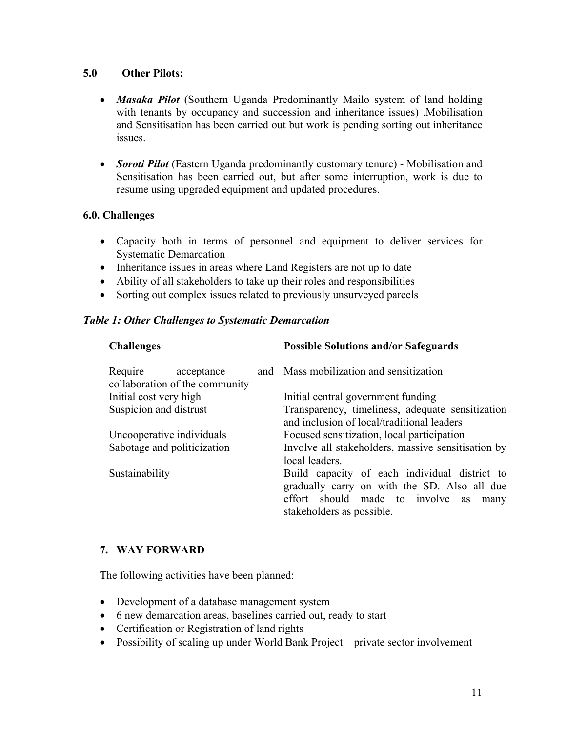## 5.0 Other Pilots:

- ***Masaka Pilot*** (Southern Uganda Predominantly Mailo system of land holding with tenants by occupancy and succession and inheritance issues) .Mobilisation and Sensitisation has been carried out but work is pending sorting out inheritance issues.

- ***Soroti Pilot*** (Eastern Uganda predominantly customary tenure) - Mobilisation and Sensitisation has been carried out, but after some interruption, work is due to resume using upgraded equipment and updated procedures.

## 6.0. Challenges

- Capacity both in terms of personnel and equipment to deliver services for Systematic Demarcation
- Inheritance issues in areas where Land Registers are not up to date
- Ability of all stakeholders to take up their roles and responsibilities
- Sorting out complex issues related to previously unsurveyed parcels

***Table 1: Other Challenges to Systematic Demarcation***

| Challenges | Possible Solutions and/or Safeguards |
|---|---|
| Require acceptance and collaboration of the community | Mass mobilization and sensitization |
| Initial cost very high | Initial central government funding |
| Suspicion and distrust | Transparency, timeliness, adequate sensitization and inclusion of local/traditional leaders |
| Uncooperative individuals | Focused sensitization, local participation |
| Sabotage and politicization | Involve all stakeholders, massive sensitisation by local leaders. |
| Sustainability | Build capacity of each individual district to gradually carry on with the SD. Also all due effort should made to involve as many stakeholders as possible. |

## 7. WAY FORWARD

The following activities have been planned:

- Development of a database management system
- 6 new demarcation areas, baselines carried out, ready to start
- Certification or Registration of land rights
- Possibility of scaling up under World Bank Project – private sector involvement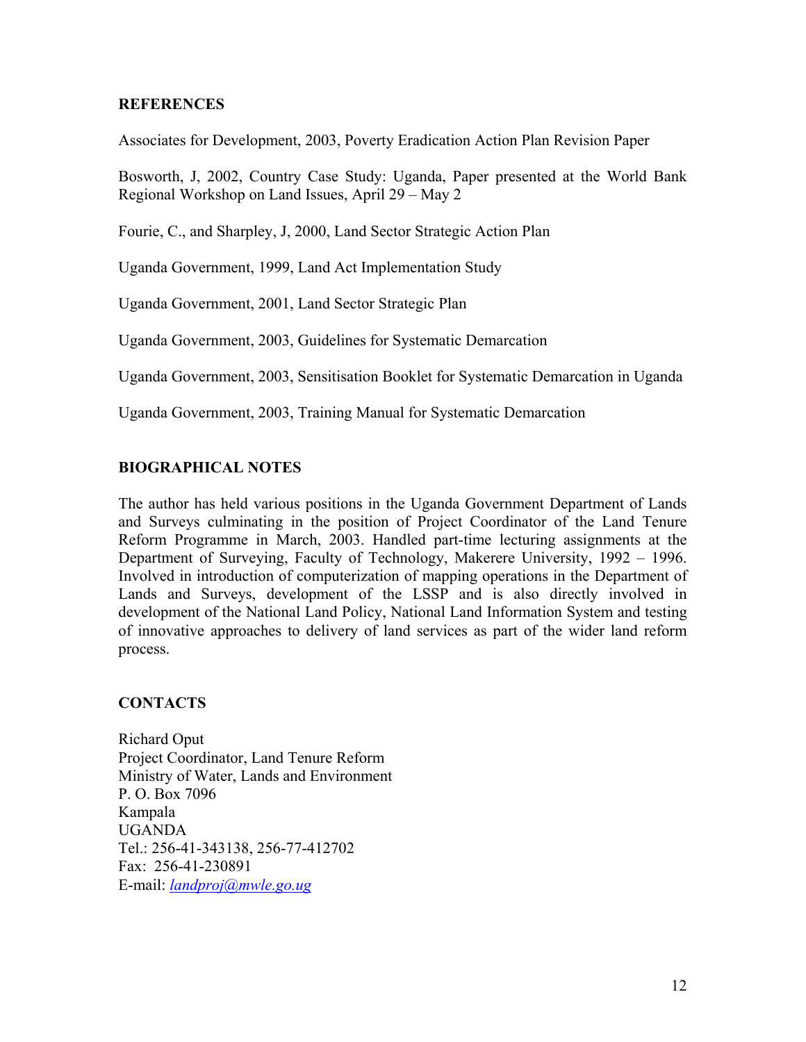## REFERENCES

Associates for Development, 2003, Poverty Eradication Action Plan Revision Paper

Bosworth, J, 2002, Country Case Study: Uganda, Paper presented at the World Bank Regional Workshop on Land Issues, April 29 – May 2

Fourie, C., and Sharpley, J, 2000, Land Sector Strategic Action Plan

Uganda Government, 1999, Land Act Implementation Study

Uganda Government, 2001, Land Sector Strategic Plan

Uganda Government, 2003, Guidelines for Systematic Demarcation

Uganda Government, 2003, Sensitisation Booklet for Systematic Demarcation in Uganda

Uganda Government, 2003, Training Manual for Systematic Demarcation

## BIOGRAPHICAL NOTES

The author has held various positions in the Uganda Government Department of Lands and Surveys culminating in the position of Project Coordinator of the Land Tenure Reform Programme in March, 2003. Handled part-time lecturing assignments at the Department of Surveying, Faculty of Technology, Makerere University, 1992 – 1996. Involved in introduction of computerization of mapping operations in the Department of Lands and Surveys, development of the LSSP and is also directly involved in development of the National Land Policy, National Land Information System and testing of innovative approaches to delivery of land services as part of the wider land reform process.

## CONTACTS

Richard Oput
Project Coordinator, Land Tenure Reform
Ministry of Water, Lands and Environment
P. O. Box 7096
Kampala
UGANDA
Tel.: 256-41-343138, 256-77-412702
Fax: 256-41-230891
E-mail: landproj@mwle.go.ug